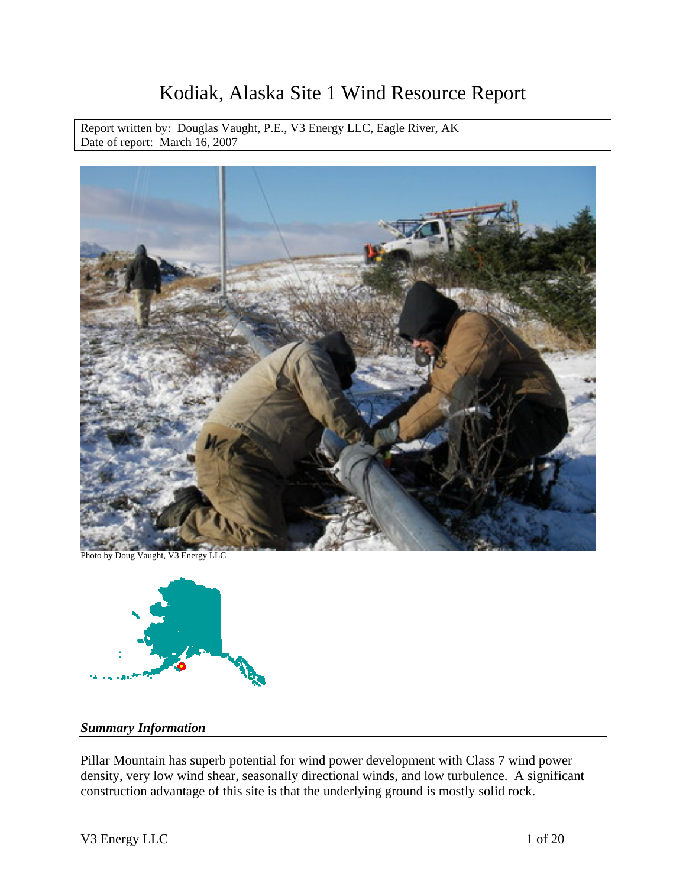# Kodiak, Alaska Site 1 Wind Resource Report

Report written by: Douglas Vaught, P.E., V3 Energy LLC, Eagle River, AK
Date of report: March 16, 2007

Photo by Doug Vaught, V3 Energy LLC

## *Summary Information*

Pillar Mountain has superb potential for wind power development with Class 7 wind power density, very low wind shear, seasonally directional winds, and low turbulence. A significant construction advantage of this site is that the underlying ground is mostly solid rock.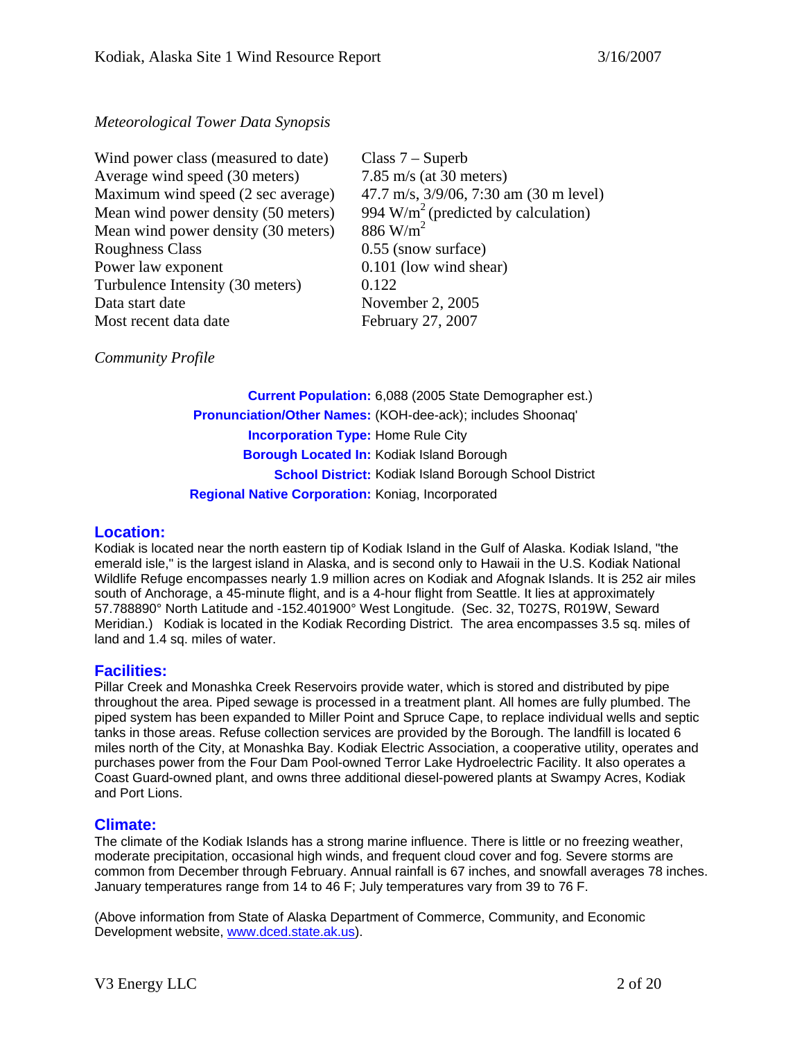*Meteorological Tower Data Synopsis*

| | |
|---|---|
| Wind power class (measured to date) | Class 7 – Superb |
| Average wind speed (30 meters) | 7.85 m/s (at 30 meters) |
| Maximum wind speed (2 sec average) | 47.7 m/s, 3/9/06, 7:30 am (30 m level) |
| Mean wind power density (50 meters) | 994 W/m$^2$ (predicted by calculation) |
| Mean wind power density (30 meters) | 886 W/m$^2$ |
| Roughness Class | 0.55 (snow surface) |
| Power law exponent | 0.101 (low wind shear) |
| Turbulence Intensity (30 meters) | 0.122 |
| Data start date | November 2, 2005 |
| Most recent data date | February 27, 2007 |

*Community Profile*

| | |
|---|---|
| **Current Population:** | 6,088 (2005 State Demographer est.) |
| **Pronunciation/Other Names:** | (KOH-dee-ack); includes Shoonaq' |
| **Incorporation Type:** | Home Rule City |
| **Borough Located In:** | Kodiak Island Borough |
| **School District:** | Kodiak Island Borough School District |
| **Regional Native Corporation:** | Koniag, Incorporated |

## Location:

Kodiak is located near the north eastern tip of Kodiak Island in the Gulf of Alaska. Kodiak Island, "the emerald isle," is the largest island in Alaska, and is second only to Hawaii in the U.S. Kodiak National Wildlife Refuge encompasses nearly 1.9 million acres on Kodiak and Afognak Islands. It is 252 air miles south of Anchorage, a 45-minute flight, and is a 4-hour flight from Seattle. It lies at approximately 57.788890° North Latitude and -152.401900° West Longitude. (Sec. 32, T027S, R019W, Seward Meridian.) Kodiak is located in the Kodiak Recording District. The area encompasses 3.5 sq. miles of land and 1.4 sq. miles of water.

## Facilities:

Pillar Creek and Monashka Creek Reservoirs provide water, which is stored and distributed by pipe throughout the area. Piped sewage is processed in a treatment plant. All homes are fully plumbed. The piped system has been expanded to Miller Point and Spruce Cape, to replace individual wells and septic tanks in those areas. Refuse collection services are provided by the Borough. The landfill is located 6 miles north of the City, at Monashka Bay. Kodiak Electric Association, a cooperative utility, operates and purchases power from the Four Dam Pool-owned Terror Lake Hydroelectric Facility. It also operates a Coast Guard-owned plant, and owns three additional diesel-powered plants at Swampy Acres, Kodiak and Port Lions.

## Climate:

The climate of the Kodiak Islands has a strong marine influence. There is little or no freezing weather, moderate precipitation, occasional high winds, and frequent cloud cover and fog. Severe storms are common from December through February. Annual rainfall is 67 inches, and snowfall averages 78 inches. January temperatures range from 14 to 46 F; July temperatures vary from 39 to 76 F.

(Above information from State of Alaska Department of Commerce, Community, and Economic Development website, [www.dced.state.ak.us](http://www.dced.state.ak.us)).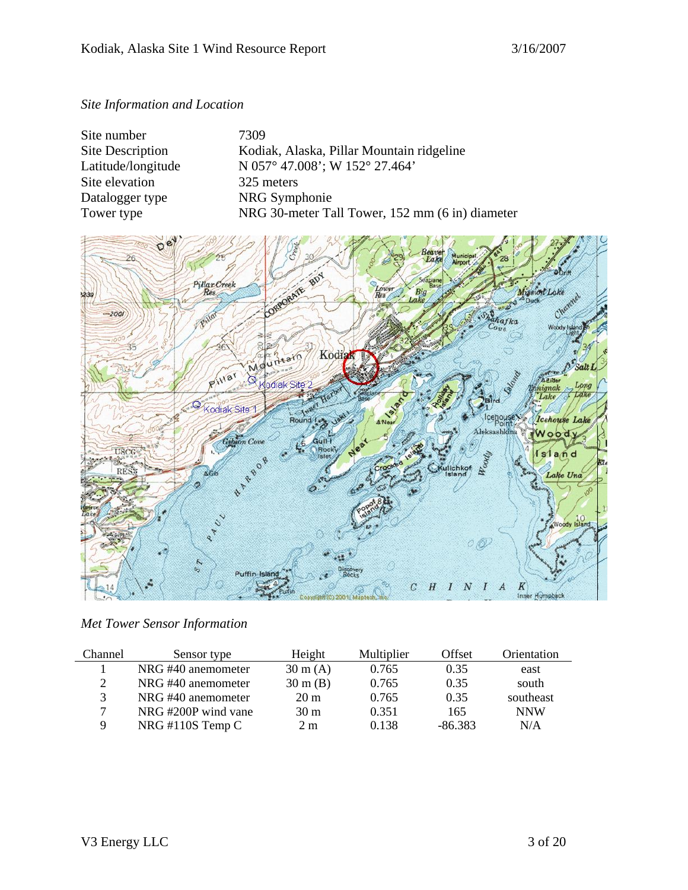*Site Information and Location*

| | |
|---|---|
| Site number | 7309 |
| Site Description | Kodiak, Alaska, Pillar Mountain ridgeline |
| Latitude/longitude | N 057° 47.008'; W 152° 27.464' |
| Site elevation | 325 meters |
| Datalogger type | NRG Symphonie |
| Tower type | NRG 30-meter Tall Tower, 152 mm (6 in) diameter |

*Met Tower Sensor Information*

| Channel | Sensor type | Height | Multiplier | Offset | Orientation |
|---|---|---|---|---|---|
| 1 | NRG #40 anemometer | 30 m (A) | 0.765 | 0.35 | east |
| 2 | NRG #40 anemometer | 30 m (B) | 0.765 | 0.35 | south |
| 3 | NRG #40 anemometer | 20 m | 0.765 | 0.35 | southeast |
| 7 | NRG #200P wind vane | 30 m | 0.351 | 165 | NNW |
| 9 | NRG #110S Temp C | 2 m | 0.138 | -86.383 | N/A |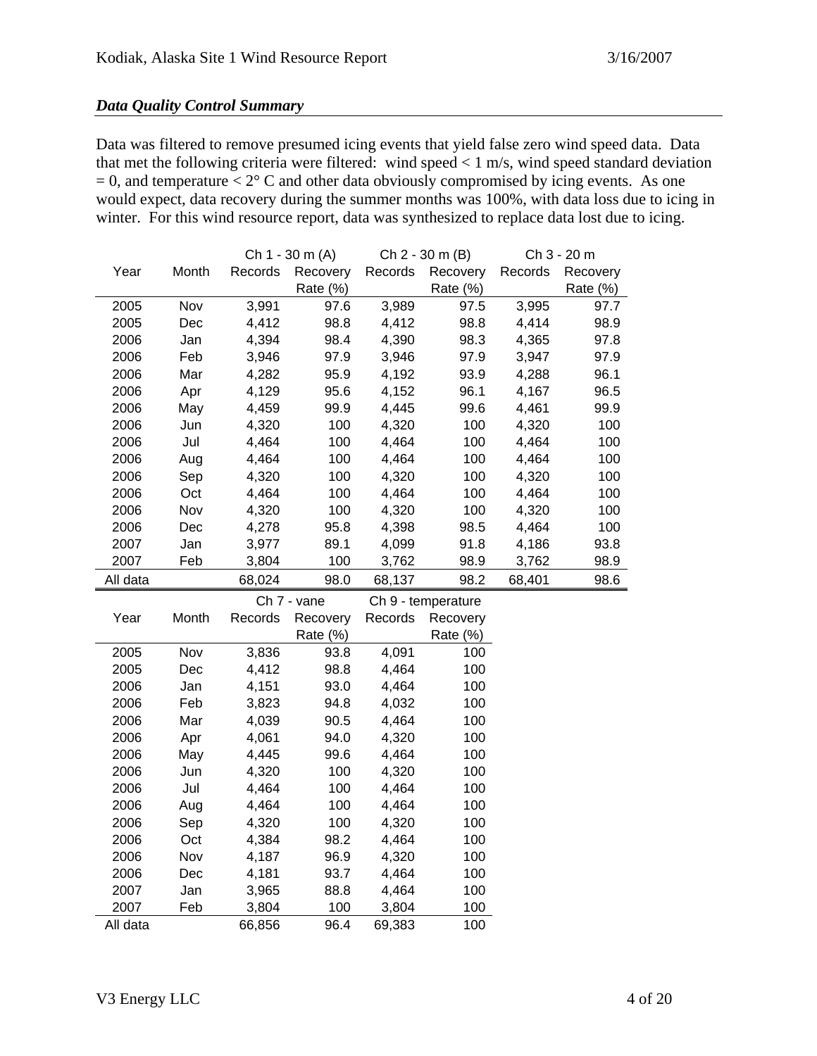### *Data Quality Control Summary*

Data was filtered to remove presumed icing events that yield false zero wind speed data. Data that met the following criteria were filtered: wind speed < 1 m/s, wind speed standard deviation = 0, and temperature < 2° C and other data obviously compromised by icing events. As one would expect, data recovery during the summer months was 100%, with data loss due to icing in winter. For this wind resource report, data was synthesized to replace data lost due to icing.

| | | Ch 1 - 30 m (A) | | Ch 2 - 30 m (B) | | Ch 3 - 20 m | |
|---|---|---|---|---|---|---|---|
| Year | Month | Records | Recovery Rate (%) | Records | Recovery Rate (%) | Records | Recovery Rate (%) |
| 2005 | Nov | 3,991 | 97.6 | 3,989 | 97.5 | 3,995 | 97.7 |
| 2005 | Dec | 4,412 | 98.8 | 4,412 | 98.8 | 4,414 | 98.9 |
| 2006 | Jan | 4,394 | 98.4 | 4,390 | 98.3 | 4,365 | 97.8 |
| 2006 | Feb | 3,946 | 97.9 | 3,946 | 97.9 | 3,947 | 97.9 |
| 2006 | Mar | 4,282 | 95.9 | 4,192 | 93.9 | 4,288 | 96.1 |
| 2006 | Apr | 4,129 | 95.6 | 4,152 | 96.1 | 4,167 | 96.5 |
| 2006 | May | 4,459 | 99.9 | 4,445 | 99.6 | 4,461 | 99.9 |
| 2006 | Jun | 4,320 | 100 | 4,320 | 100 | 4,320 | 100 |
| 2006 | Jul | 4,464 | 100 | 4,464 | 100 | 4,464 | 100 |
| 2006 | Aug | 4,464 | 100 | 4,464 | 100 | 4,464 | 100 |
| 2006 | Sep | 4,320 | 100 | 4,320 | 100 | 4,320 | 100 |
| 2006 | Oct | 4,464 | 100 | 4,464 | 100 | 4,464 | 100 |
| 2006 | Nov | 4,320 | 100 | 4,320 | 100 | 4,320 | 100 |
| 2006 | Dec | 4,278 | 95.8 | 4,398 | 98.5 | 4,464 | 100 |
| 2007 | Jan | 3,977 | 89.1 | 4,099 | 91.8 | 4,186 | 93.8 |
| 2007 | Feb | 3,804 | 100 | 3,762 | 98.9 | 3,762 | 98.9 |
| All data | | 68,024 | 98.0 | 68,137 | 98.2 | 68,401 | 98.6 |

| | | Ch 7 - vane | | Ch 9 - temperature | |
|---|---|---|---|---|---|
| Year | Month | Records | Recovery Rate (%) | Records | Recovery Rate (%) |
| 2005 | Nov | 3,836 | 93.8 | 4,091 | 100 |
| 2005 | Dec | 4,412 | 98.8 | 4,464 | 100 |
| 2006 | Jan | 4,151 | 93.0 | 4,464 | 100 |
| 2006 | Feb | 3,823 | 94.8 | 4,032 | 100 |
| 2006 | Mar | 4,039 | 90.5 | 4,464 | 100 |
| 2006 | Apr | 4,061 | 94.0 | 4,320 | 100 |
| 2006 | May | 4,445 | 99.6 | 4,464 | 100 |
| 2006 | Jun | 4,320 | 100 | 4,320 | 100 |
| 2006 | Jul | 4,464 | 100 | 4,464 | 100 |
| 2006 | Aug | 4,464 | 100 | 4,464 | 100 |
| 2006 | Sep | 4,320 | 100 | 4,320 | 100 |
| 2006 | Oct | 4,384 | 98.2 | 4,464 | 100 |
| 2006 | Nov | 4,187 | 96.9 | 4,320 | 100 |
| 2006 | Dec | 4,181 | 93.7 | 4,464 | 100 |
| 2007 | Jan | 3,965 | 88.8 | 4,464 | 100 |
| 2007 | Feb | 3,804 | 100 | 3,804 | 100 |
| All data | | 66,856 | 96.4 | 69,383 | 100 |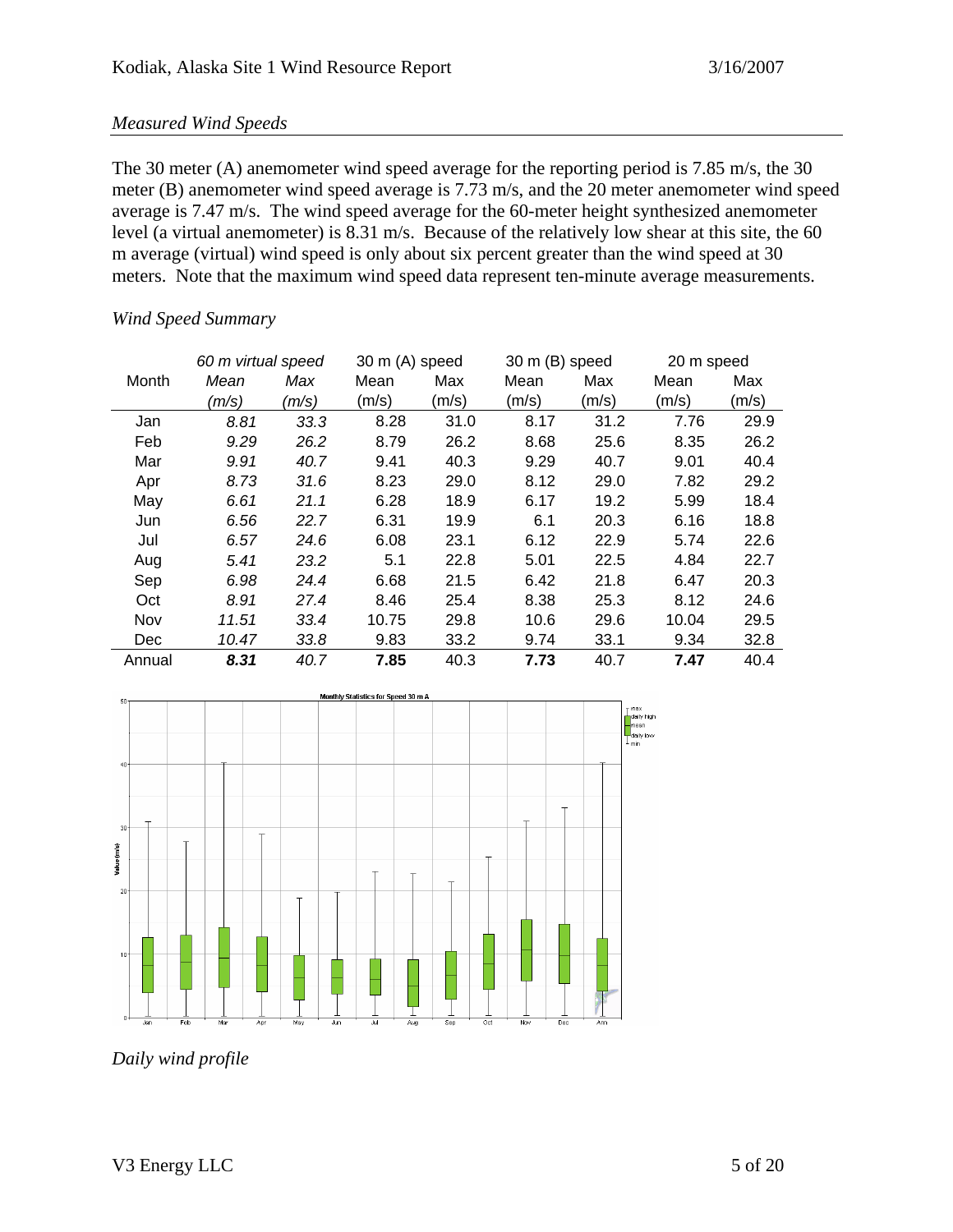*Measured Wind Speeds*

The 30 meter (A) anemometer wind speed average for the reporting period is 7.85 m/s, the 30 meter (B) anemometer wind speed average is 7.73 m/s, and the 20 meter anemometer wind speed average is 7.47 m/s. The wind speed average for the 60-meter height synthesized anemometer level (a virtual anemometer) is 8.31 m/s. Because of the relatively low shear at this site, the 60 m average (virtual) wind speed is only about six percent greater than the wind speed at 30 meters. Note that the maximum wind speed data represent ten-minute average measurements.

*Wind Speed Summary*

| | *60 m virtual speed* | | 30 m (A) speed | | 30 m (B) speed | | 20 m speed | |
|---|---|---|---|---|---|---|---|---|
| Month | *Mean (m/s)* | *Max (m/s)* | Mean (m/s) | Max (m/s) | Mean (m/s) | Max (m/s) | Mean (m/s) | Max (m/s) |
| Jan | *8.81* | *33.3* | 8.28 | 31.0 | 8.17 | 31.2 | 7.76 | 29.9 |
| Feb | *9.29* | *26.2* | 8.79 | 26.2 | 8.68 | 25.6 | 8.35 | 26.2 |
| Mar | *9.91* | *40.7* | 9.41 | 40.3 | 9.29 | 40.7 | 9.01 | 40.4 |
| Apr | *8.73* | *31.6* | 8.23 | 29.0 | 8.12 | 29.0 | 7.82 | 29.2 |
| May | *6.61* | *21.1* | 6.28 | 18.9 | 6.17 | 19.2 | 5.99 | 18.4 |
| Jun | *6.56* | *22.7* | 6.31 | 19.9 | 6.1 | 20.3 | 6.16 | 18.8 |
| Jul | *6.57* | *24.6* | 6.08 | 23.1 | 6.12 | 22.9 | 5.74 | 22.6 |
| Aug | *5.41* | *23.2* | 5.1 | 22.8 | 5.01 | 22.5 | 4.84 | 22.7 |
| Sep | *6.98* | *24.4* | 6.68 | 21.5 | 6.42 | 21.8 | 6.47 | 20.3 |
| Oct | *8.91* | *27.4* | 8.46 | 25.4 | 8.38 | 25.3 | 8.12 | 24.6 |
| Nov | *11.51* | *33.4* | 10.75 | 29.8 | 10.6 | 29.6 | 10.04 | 29.5 |
| Dec | *10.47* | *33.8* | 9.83 | 33.2 | 9.74 | 33.1 | 9.34 | 32.8 |
| Annual | ***8.31*** | *40.7* | **7.85** | 40.3 | **7.73** | 40.7 | **7.47** | 40.4 |

*Daily wind profile*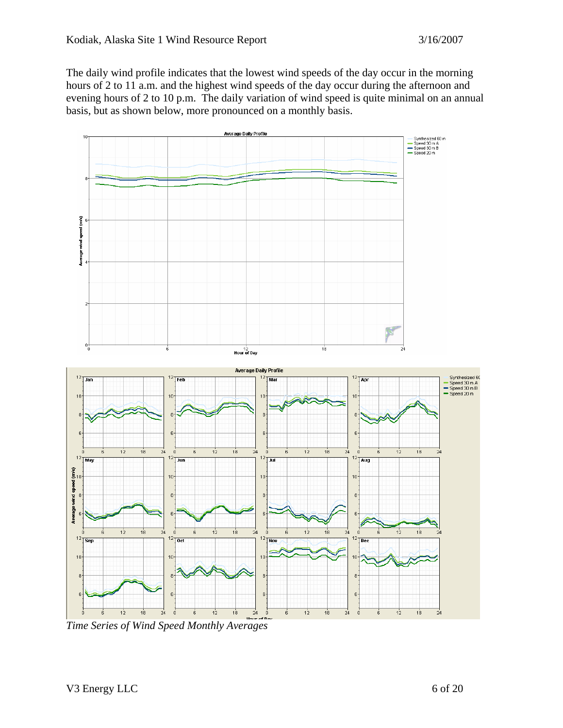The daily wind profile indicates that the lowest wind speeds of the day occur in the morning hours of 2 to 11 a.m. and the highest wind speeds of the day occur during the afternoon and evening hours of 2 to 10 p.m. The daily variation of wind speed is quite minimal on an annual basis, but as shown below, more pronounced on a monthly basis.

*Time Series of Wind Speed Monthly Averages*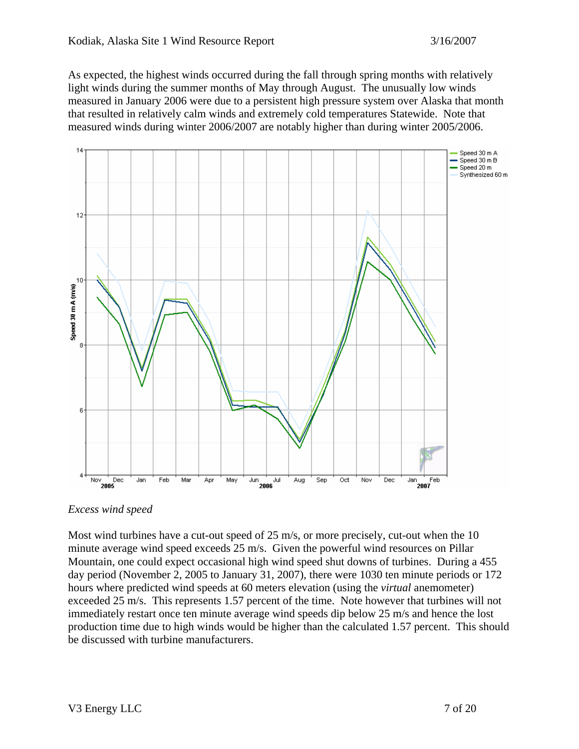As expected, the highest winds occurred during the fall through spring months with relatively light winds during the summer months of May through August. The unusually low winds measured in January 2006 were due to a persistent high pressure system over Alaska that month that resulted in relatively calm winds and extremely cold temperatures Statewide. Note that measured winds during winter 2006/2007 are notably higher than during winter 2005/2006.

### *Excess wind speed*

Most wind turbines have a cut-out speed of 25 m/s, or more precisely, cut-out when the 10 minute average wind speed exceeds 25 m/s. Given the powerful wind resources on Pillar Mountain, one could expect occasional high wind speed shut downs of turbines. During a 455 day period (November 2, 2005 to January 31, 2007), there were 1030 ten minute periods or 172 hours where predicted wind speeds at 60 meters elevation (using the *virtual* anemometer) exceeded 25 m/s. This represents 1.57 percent of the time. Note however that turbines will not immediately restart once ten minute average wind speeds dip below 25 m/s and hence the lost production time due to high winds would be higher than the calculated 1.57 percent. This should be discussed with turbine manufacturers.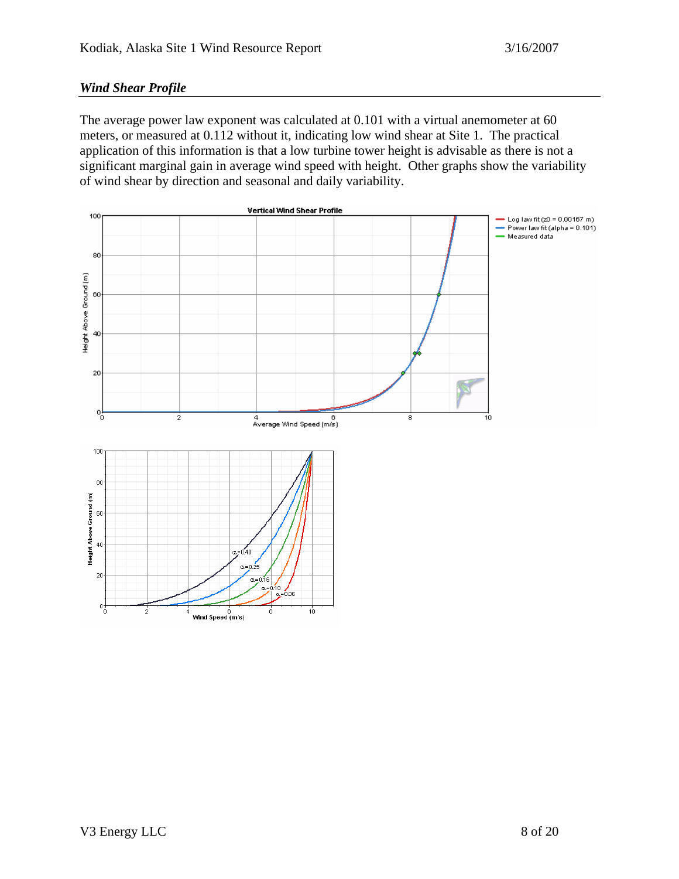## *Wind Shear Profile*

The average power law exponent was calculated at 0.101 with a virtual anemometer at 60 meters, or measured at 0.112 without it, indicating low wind shear at Site 1. The practical application of this information is that a low turbine tower height is advisable as there is not a significant marginal gain in average wind speed with height. Other graphs show the variability of wind shear by direction and seasonal and daily variability.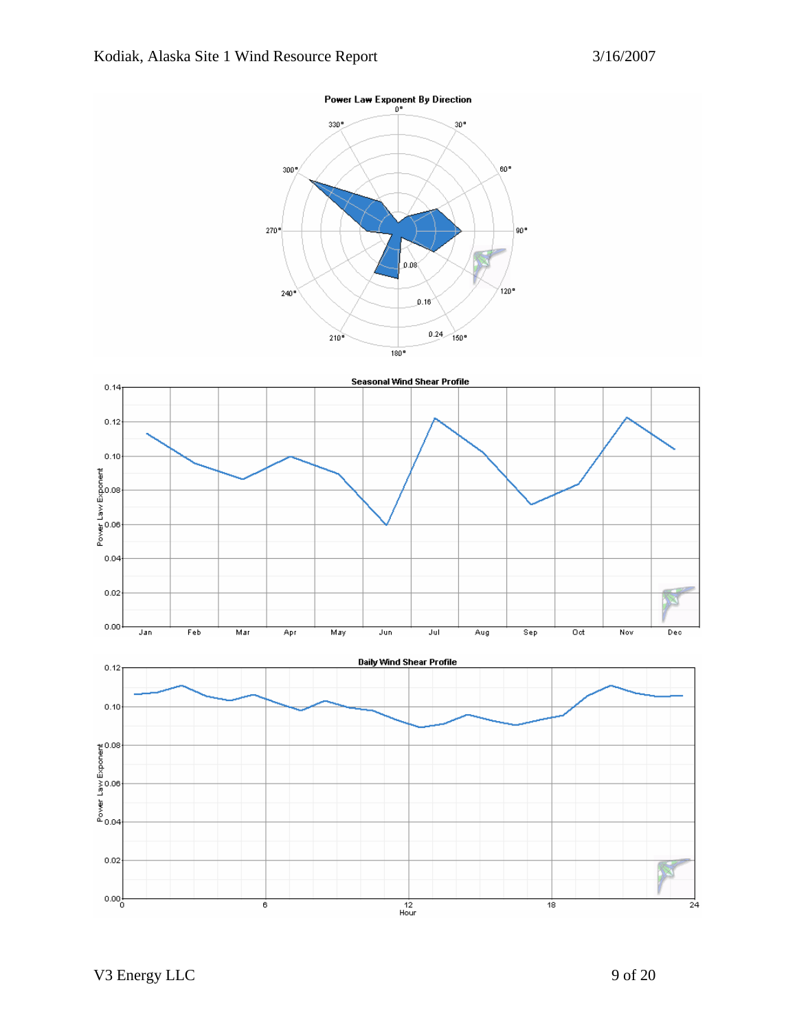**Power Law Exponent By Direction**

**Seasonal Wind Shear Profile**

**Daily Wind Shear Profile**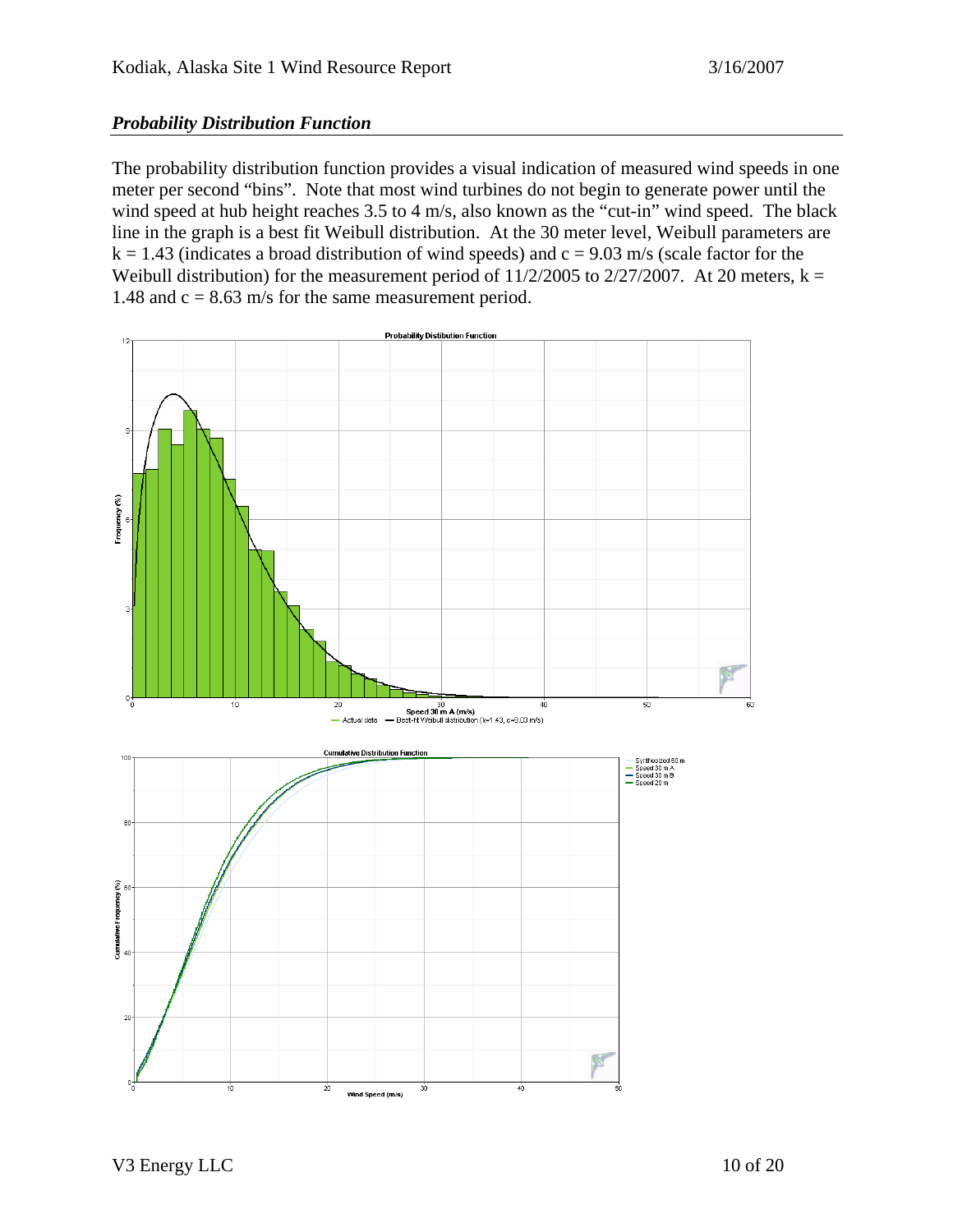## *Probability Distribution Function*

The probability distribution function provides a visual indication of measured wind speeds in one meter per second "bins". Note that most wind turbines do not begin to generate power until the wind speed at hub height reaches 3.5 to 4 m/s, also known as the "cut-in" wind speed. The black line in the graph is a best fit Weibull distribution. At the 30 meter level, Weibull parameters are $k = 1.43$ (indicates a broad distribution of wind speeds) and $c = 9.03$ m/s (scale factor for the Weibull distribution) for the measurement period of 11/2/2005 to 2/27/2007. At 20 meters, $k = 1.48$ and $c = 8.63$ m/s for the same measurement period.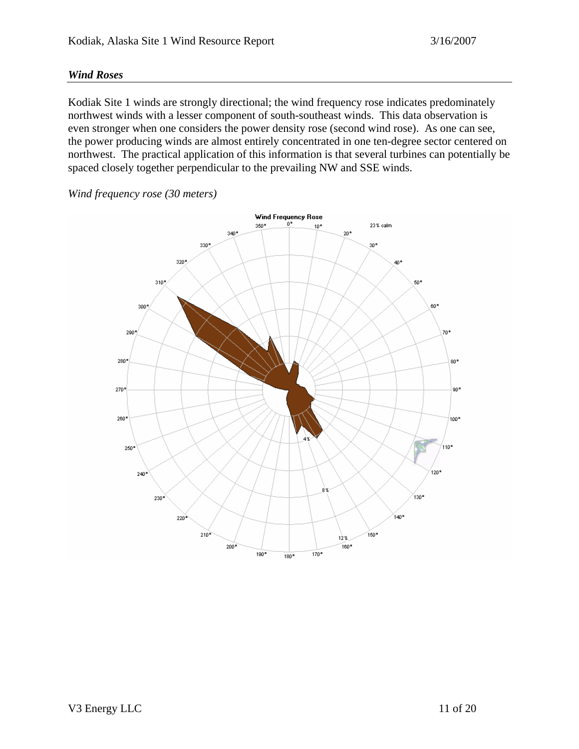### *Wind Roses*

Kodiak Site 1 winds are strongly directional; the wind frequency rose indicates predominately northwest winds with a lesser component of south-southeast winds. This data observation is even stronger when one considers the power density rose (second wind rose). As one can see, the power producing winds are almost entirely concentrated in one ten-degree sector centered on northwest. The practical application of this information is that several turbines can potentially be spaced closely together perpendicular to the prevailing NW and SSE winds.

*Wind frequency rose (30 meters)*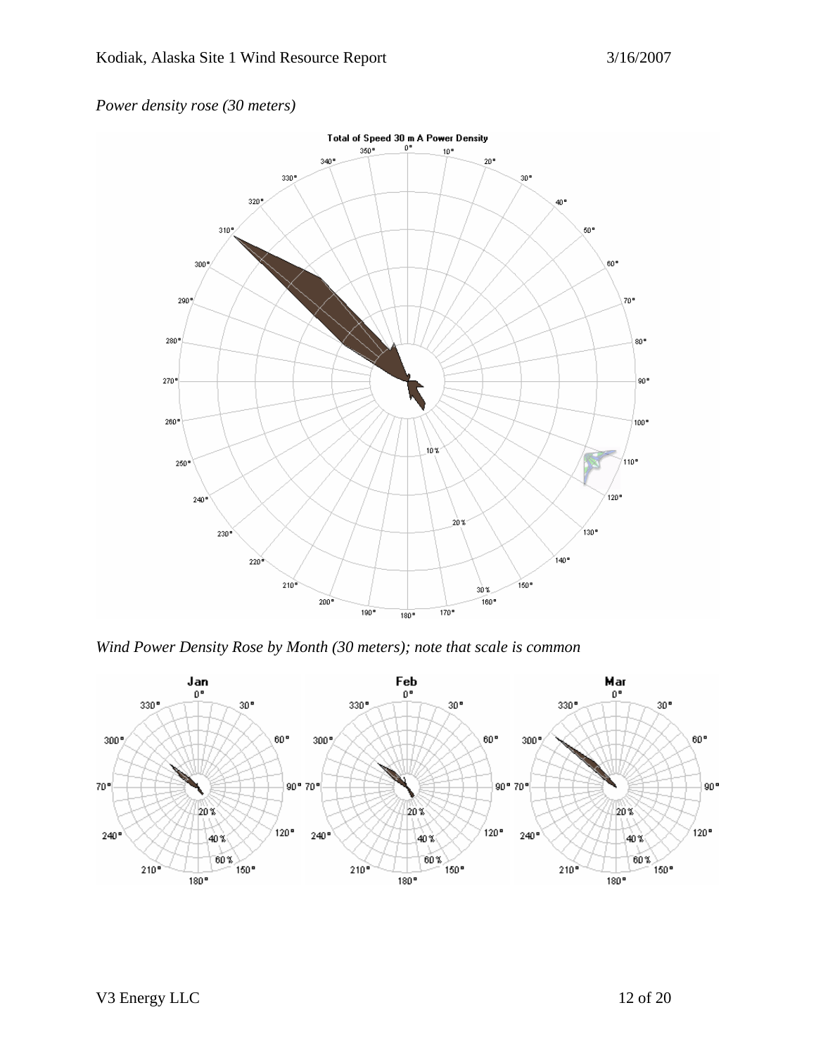*Power density rose (30 meters)*

*Wind Power Density Rose by Month (30 meters); note that scale is common*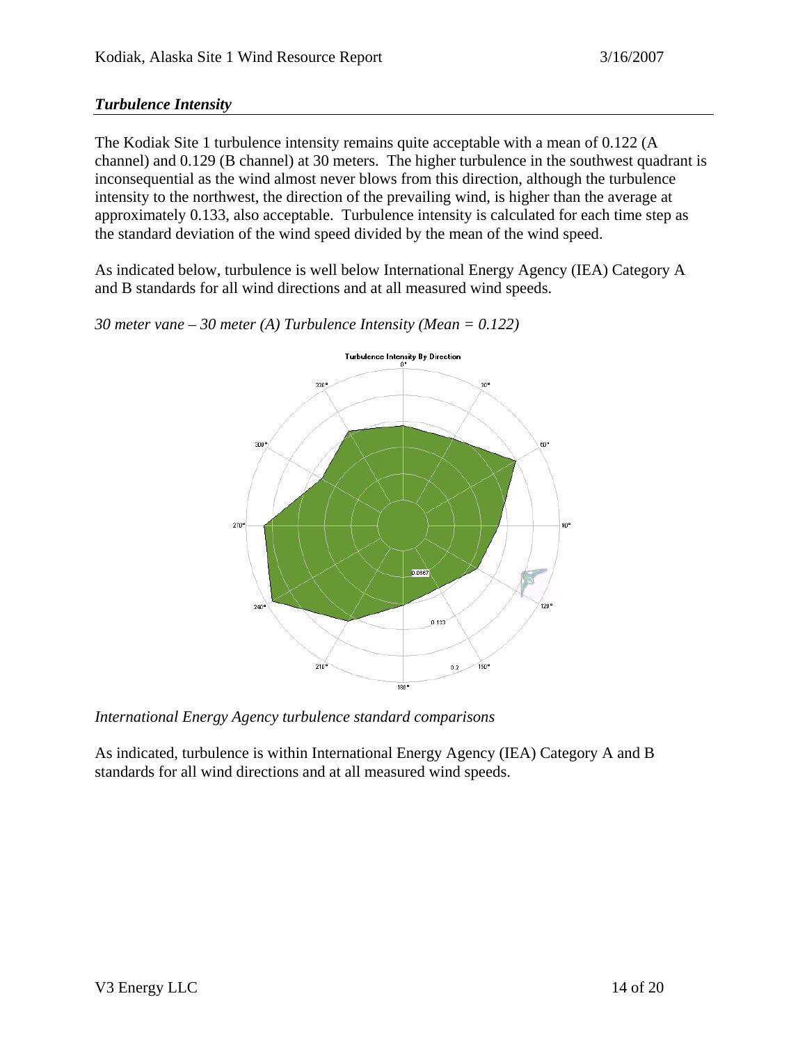## *Turbulence Intensity*

The Kodiak Site 1 turbulence intensity remains quite acceptable with a mean of 0.122 (A channel) and 0.129 (B channel) at 30 meters. The higher turbulence in the southwest quadrant is inconsequential as the wind almost never blows from this direction, although the turbulence intensity to the northwest, the direction of the prevailing wind, is higher than the average at approximately 0.133, also acceptable. Turbulence intensity is calculated for each time step as the standard deviation of the wind speed divided by the mean of the wind speed.

As indicated below, turbulence is well below International Energy Agency (IEA) Category A and B standards for all wind directions and at all measured wind speeds.

*30 meter vane – 30 meter (A) Turbulence Intensity (Mean = 0.122)*

*International Energy Agency turbulence standard comparisons*

As indicated, turbulence is within International Energy Agency (IEA) Category A and B standards for all wind directions and at all measured wind speeds.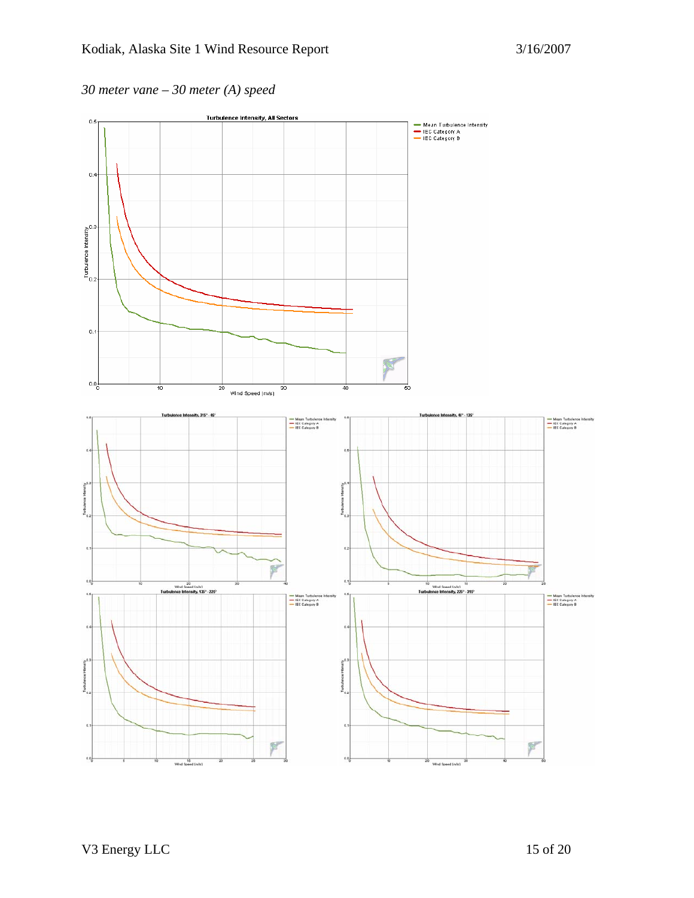*30 meter vane – 30 meter (A) speed*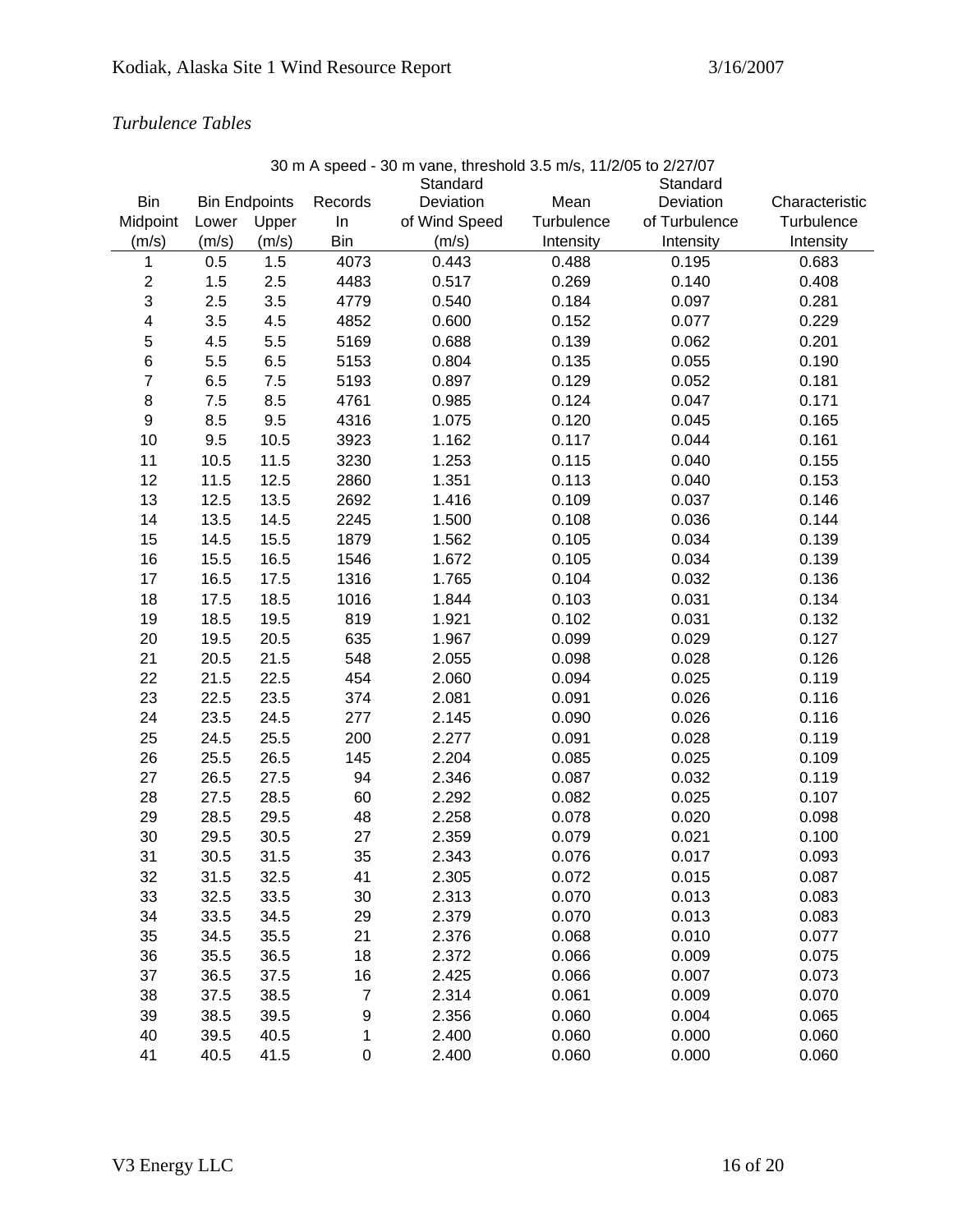*Turbulence Tables*

30 m A speed - 30 m vane, threshold 3.5 m/s, 11/2/05 to 2/27/07

| Bin Midpoint (m/s) | Bin Endpoints Lower (m/s) | Bin Endpoints Upper (m/s) | Records In Bin | Standard Deviation of Wind Speed (m/s) | Mean Turbulence Intensity | Standard Deviation of Turbulence Intensity | Characteristic Turbulence Intensity |
|---|---|---|---|---|---|---|---|
| 1 | 0.5 | 1.5 | 4073 | 0.443 | 0.488 | 0.195 | 0.683 |
| 2 | 1.5 | 2.5 | 4483 | 0.517 | 0.269 | 0.140 | 0.408 |
| 3 | 2.5 | 3.5 | 4779 | 0.540 | 0.184 | 0.097 | 0.281 |
| 4 | 3.5 | 4.5 | 4852 | 0.600 | 0.152 | 0.077 | 0.229 |
| 5 | 4.5 | 5.5 | 5169 | 0.688 | 0.139 | 0.062 | 0.201 |
| 6 | 5.5 | 6.5 | 5153 | 0.804 | 0.135 | 0.055 | 0.190 |
| 7 | 6.5 | 7.5 | 5193 | 0.897 | 0.129 | 0.052 | 0.181 |
| 8 | 7.5 | 8.5 | 4761 | 0.985 | 0.124 | 0.047 | 0.171 |
| 9 | 8.5 | 9.5 | 4316 | 1.075 | 0.120 | 0.045 | 0.165 |
| 10 | 9.5 | 10.5 | 3923 | 1.162 | 0.117 | 0.044 | 0.161 |
| 11 | 10.5 | 11.5 | 3230 | 1.253 | 0.115 | 0.040 | 0.155 |
| 12 | 11.5 | 12.5 | 2860 | 1.351 | 0.113 | 0.040 | 0.153 |
| 13 | 12.5 | 13.5 | 2692 | 1.416 | 0.109 | 0.037 | 0.146 |
| 14 | 13.5 | 14.5 | 2245 | 1.500 | 0.108 | 0.036 | 0.144 |
| 15 | 14.5 | 15.5 | 1879 | 1.562 | 0.105 | 0.034 | 0.139 |
| 16 | 15.5 | 16.5 | 1546 | 1.672 | 0.105 | 0.034 | 0.139 |
| 17 | 16.5 | 17.5 | 1316 | 1.765 | 0.104 | 0.032 | 0.136 |
| 18 | 17.5 | 18.5 | 1016 | 1.844 | 0.103 | 0.031 | 0.134 |
| 19 | 18.5 | 19.5 | 819 | 1.921 | 0.102 | 0.031 | 0.132 |
| 20 | 19.5 | 20.5 | 635 | 1.967 | 0.099 | 0.029 | 0.127 |
| 21 | 20.5 | 21.5 | 548 | 2.055 | 0.098 | 0.028 | 0.126 |
| 22 | 21.5 | 22.5 | 454 | 2.060 | 0.094 | 0.025 | 0.119 |
| 23 | 22.5 | 23.5 | 374 | 2.081 | 0.091 | 0.026 | 0.116 |
| 24 | 23.5 | 24.5 | 277 | 2.145 | 0.090 | 0.026 | 0.116 |
| 25 | 24.5 | 25.5 | 200 | 2.277 | 0.091 | 0.028 | 0.119 |
| 26 | 25.5 | 26.5 | 145 | 2.204 | 0.085 | 0.025 | 0.109 |
| 27 | 26.5 | 27.5 | 94 | 2.346 | 0.087 | 0.032 | 0.119 |
| 28 | 27.5 | 28.5 | 60 | 2.292 | 0.082 | 0.025 | 0.107 |
| 29 | 28.5 | 29.5 | 48 | 2.258 | 0.078 | 0.020 | 0.098 |
| 30 | 29.5 | 30.5 | 27 | 2.359 | 0.079 | 0.021 | 0.100 |
| 31 | 30.5 | 31.5 | 35 | 2.343 | 0.076 | 0.017 | 0.093 |
| 32 | 31.5 | 32.5 | 41 | 2.305 | 0.072 | 0.015 | 0.087 |
| 33 | 32.5 | 33.5 | 30 | 2.313 | 0.070 | 0.013 | 0.083 |
| 34 | 33.5 | 34.5 | 29 | 2.379 | 0.070 | 0.013 | 0.083 |
| 35 | 34.5 | 35.5 | 21 | 2.376 | 0.068 | 0.010 | 0.077 |
| 36 | 35.5 | 36.5 | 18 | 2.372 | 0.066 | 0.009 | 0.075 |
| 37 | 36.5 | 37.5 | 16 | 2.425 | 0.066 | 0.007 | 0.073 |
| 38 | 37.5 | 38.5 | 7 | 2.314 | 0.061 | 0.009 | 0.070 |
| 39 | 38.5 | 39.5 | 9 | 2.356 | 0.060 | 0.004 | 0.065 |
| 40 | 39.5 | 40.5 | 1 | 2.400 | 0.060 | 0.000 | 0.060 |
| 41 | 40.5 | 41.5 | 0 | 2.400 | 0.060 | 0.000 | 0.060 |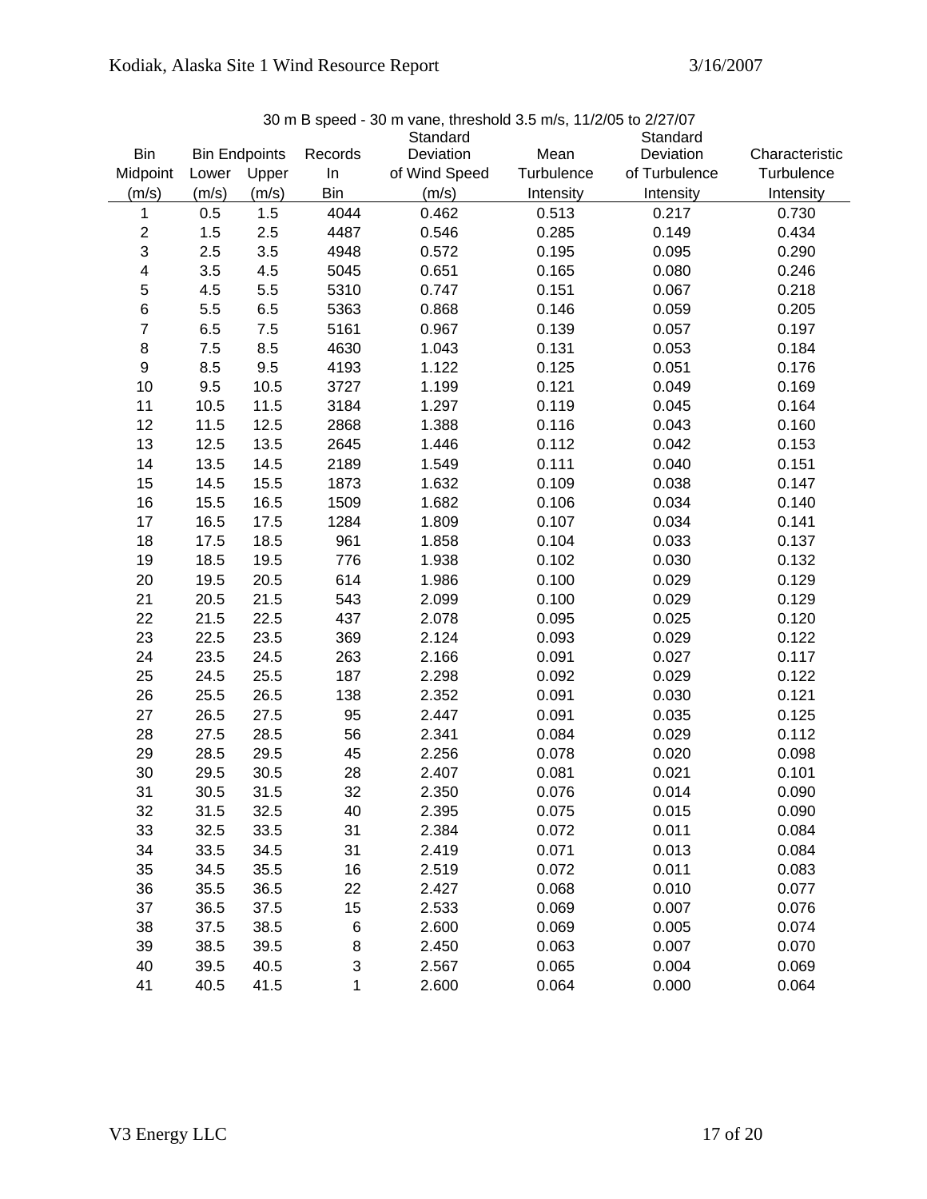30 m B speed - 30 m vane, threshold 3.5 m/s, 11/2/05 to 2/27/07

| Bin Midpoint (m/s) | Bin Endpoints Lower (m/s) | Bin Endpoints Upper (m/s) | Records In Bin | Standard Deviation of Wind Speed (m/s) | Mean Turbulence Intensity | Standard Deviation of Turbulence Intensity | Characteristic Turbulence Intensity |
|---|---|---|---|---|---|---|---|
| 1 | 0.5 | 1.5 | 4044 | 0.462 | 0.513 | 0.217 | 0.730 |
| 2 | 1.5 | 2.5 | 4487 | 0.546 | 0.285 | 0.149 | 0.434 |
| 3 | 2.5 | 3.5 | 4948 | 0.572 | 0.195 | 0.095 | 0.290 |
| 4 | 3.5 | 4.5 | 5045 | 0.651 | 0.165 | 0.080 | 0.246 |
| 5 | 4.5 | 5.5 | 5310 | 0.747 | 0.151 | 0.067 | 0.218 |
| 6 | 5.5 | 6.5 | 5363 | 0.868 | 0.146 | 0.059 | 0.205 |
| 7 | 6.5 | 7.5 | 5161 | 0.967 | 0.139 | 0.057 | 0.197 |
| 8 | 7.5 | 8.5 | 4630 | 1.043 | 0.131 | 0.053 | 0.184 |
| 9 | 8.5 | 9.5 | 4193 | 1.122 | 0.125 | 0.051 | 0.176 |
| 10 | 9.5 | 10.5 | 3727 | 1.199 | 0.121 | 0.049 | 0.169 |
| 11 | 10.5 | 11.5 | 3184 | 1.297 | 0.119 | 0.045 | 0.164 |
| 12 | 11.5 | 12.5 | 2868 | 1.388 | 0.116 | 0.043 | 0.160 |
| 13 | 12.5 | 13.5 | 2645 | 1.446 | 0.112 | 0.042 | 0.153 |
| 14 | 13.5 | 14.5 | 2189 | 1.549 | 0.111 | 0.040 | 0.151 |
| 15 | 14.5 | 15.5 | 1873 | 1.632 | 0.109 | 0.038 | 0.147 |
| 16 | 15.5 | 16.5 | 1509 | 1.682 | 0.106 | 0.034 | 0.140 |
| 17 | 16.5 | 17.5 | 1284 | 1.809 | 0.107 | 0.034 | 0.141 |
| 18 | 17.5 | 18.5 | 961 | 1.858 | 0.104 | 0.033 | 0.137 |
| 19 | 18.5 | 19.5 | 776 | 1.938 | 0.102 | 0.030 | 0.132 |
| 20 | 19.5 | 20.5 | 614 | 1.986 | 0.100 | 0.029 | 0.129 |
| 21 | 20.5 | 21.5 | 543 | 2.099 | 0.100 | 0.029 | 0.129 |
| 22 | 21.5 | 22.5 | 437 | 2.078 | 0.095 | 0.025 | 0.120 |
| 23 | 22.5 | 23.5 | 369 | 2.124 | 0.093 | 0.029 | 0.122 |
| 24 | 23.5 | 24.5 | 263 | 2.166 | 0.091 | 0.027 | 0.117 |
| 25 | 24.5 | 25.5 | 187 | 2.298 | 0.092 | 0.029 | 0.122 |
| 26 | 25.5 | 26.5 | 138 | 2.352 | 0.091 | 0.030 | 0.121 |
| 27 | 26.5 | 27.5 | 95 | 2.447 | 0.091 | 0.035 | 0.125 |
| 28 | 27.5 | 28.5 | 56 | 2.341 | 0.084 | 0.029 | 0.112 |
| 29 | 28.5 | 29.5 | 45 | 2.256 | 0.078 | 0.020 | 0.098 |
| 30 | 29.5 | 30.5 | 28 | 2.407 | 0.081 | 0.021 | 0.101 |
| 31 | 30.5 | 31.5 | 32 | 2.350 | 0.076 | 0.014 | 0.090 |
| 32 | 31.5 | 32.5 | 40 | 2.395 | 0.075 | 0.015 | 0.090 |
| 33 | 32.5 | 33.5 | 31 | 2.384 | 0.072 | 0.011 | 0.084 |
| 34 | 33.5 | 34.5 | 31 | 2.419 | 0.071 | 0.013 | 0.084 |
| 35 | 34.5 | 35.5 | 16 | 2.519 | 0.072 | 0.011 | 0.083 |
| 36 | 35.5 | 36.5 | 22 | 2.427 | 0.068 | 0.010 | 0.077 |
| 37 | 36.5 | 37.5 | 15 | 2.533 | 0.069 | 0.007 | 0.076 |
| 38 | 37.5 | 38.5 | 6 | 2.600 | 0.069 | 0.005 | 0.074 |
| 39 | 38.5 | 39.5 | 8 | 2.450 | 0.063 | 0.007 | 0.070 |
| 40 | 39.5 | 40.5 | 3 | 2.567 | 0.065 | 0.004 | 0.069 |
| 41 | 40.5 | 41.5 | 1 | 2.600 | 0.064 | 0.000 | 0.064 |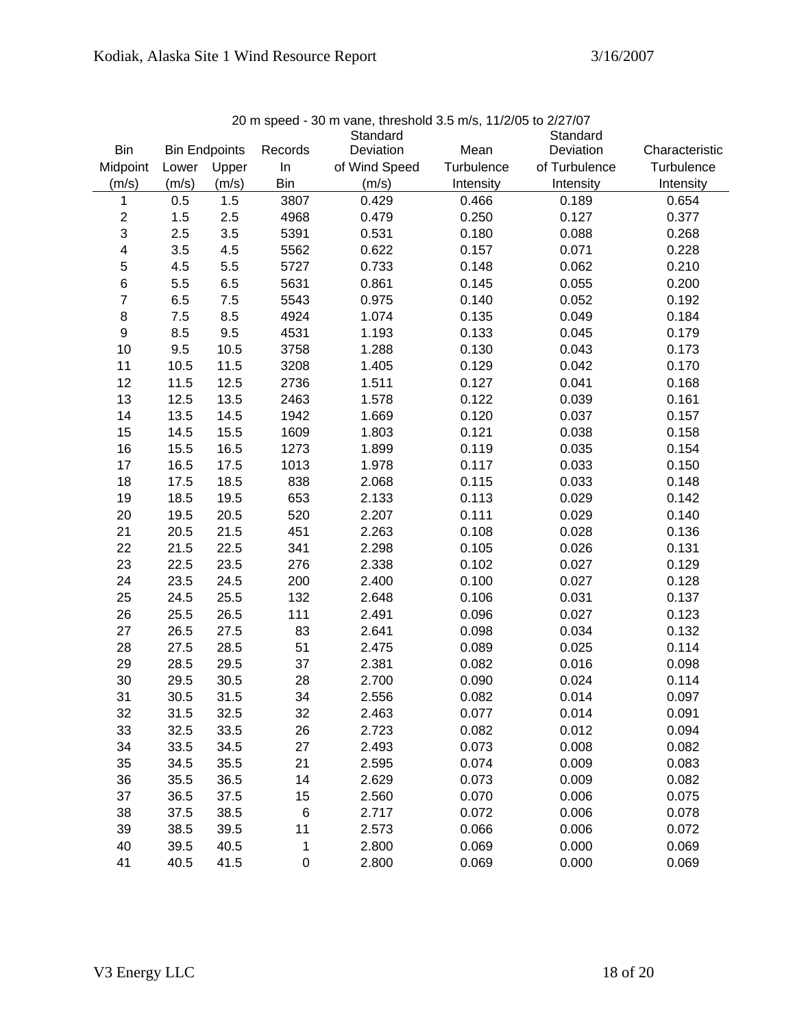20 m speed - 30 m vane, threshold 3.5 m/s, 11/2/05 to 2/27/07

| Bin Midpoint (m/s) | Bin Endpoints Lower (m/s) | Bin Endpoints Upper (m/s) | Records In Bin | Standard Deviation of Wind Speed (m/s) | Mean Turbulence Intensity | Standard Deviation of Turbulence Intensity | Characteristic Turbulence Intensity |
|---|---|---|---|---|---|---|---|
| 1 | 0.5 | 1.5 | 3807 | 0.429 | 0.466 | 0.189 | 0.654 |
| 2 | 1.5 | 2.5 | 4968 | 0.479 | 0.250 | 0.127 | 0.377 |
| 3 | 2.5 | 3.5 | 5391 | 0.531 | 0.180 | 0.088 | 0.268 |
| 4 | 3.5 | 4.5 | 5562 | 0.622 | 0.157 | 0.071 | 0.228 |
| 5 | 4.5 | 5.5 | 5727 | 0.733 | 0.148 | 0.062 | 0.210 |
| 6 | 5.5 | 6.5 | 5631 | 0.861 | 0.145 | 0.055 | 0.200 |
| 7 | 6.5 | 7.5 | 5543 | 0.975 | 0.140 | 0.052 | 0.192 |
| 8 | 7.5 | 8.5 | 4924 | 1.074 | 0.135 | 0.049 | 0.184 |
| 9 | 8.5 | 9.5 | 4531 | 1.193 | 0.133 | 0.045 | 0.179 |
| 10 | 9.5 | 10.5 | 3758 | 1.288 | 0.130 | 0.043 | 0.173 |
| 11 | 10.5 | 11.5 | 3208 | 1.405 | 0.129 | 0.042 | 0.170 |
| 12 | 11.5 | 12.5 | 2736 | 1.511 | 0.127 | 0.041 | 0.168 |
| 13 | 12.5 | 13.5 | 2463 | 1.578 | 0.122 | 0.039 | 0.161 |
| 14 | 13.5 | 14.5 | 1942 | 1.669 | 0.120 | 0.037 | 0.157 |
| 15 | 14.5 | 15.5 | 1609 | 1.803 | 0.121 | 0.038 | 0.158 |
| 16 | 15.5 | 16.5 | 1273 | 1.899 | 0.119 | 0.035 | 0.154 |
| 17 | 16.5 | 17.5 | 1013 | 1.978 | 0.117 | 0.033 | 0.150 |
| 18 | 17.5 | 18.5 | 838 | 2.068 | 0.115 | 0.033 | 0.148 |
| 19 | 18.5 | 19.5 | 653 | 2.133 | 0.113 | 0.029 | 0.142 |
| 20 | 19.5 | 20.5 | 520 | 2.207 | 0.111 | 0.029 | 0.140 |
| 21 | 20.5 | 21.5 | 451 | 2.263 | 0.108 | 0.028 | 0.136 |
| 22 | 21.5 | 22.5 | 341 | 2.298 | 0.105 | 0.026 | 0.131 |
| 23 | 22.5 | 23.5 | 276 | 2.338 | 0.102 | 0.027 | 0.129 |
| 24 | 23.5 | 24.5 | 200 | 2.400 | 0.100 | 0.027 | 0.128 |
| 25 | 24.5 | 25.5 | 132 | 2.648 | 0.106 | 0.031 | 0.137 |
| 26 | 25.5 | 26.5 | 111 | 2.491 | 0.096 | 0.027 | 0.123 |
| 27 | 26.5 | 27.5 | 83 | 2.641 | 0.098 | 0.034 | 0.132 |
| 28 | 27.5 | 28.5 | 51 | 2.475 | 0.089 | 0.025 | 0.114 |
| 29 | 28.5 | 29.5 | 37 | 2.381 | 0.082 | 0.016 | 0.098 |
| 30 | 29.5 | 30.5 | 28 | 2.700 | 0.090 | 0.024 | 0.114 |
| 31 | 30.5 | 31.5 | 34 | 2.556 | 0.082 | 0.014 | 0.097 |
| 32 | 31.5 | 32.5 | 32 | 2.463 | 0.077 | 0.014 | 0.091 |
| 33 | 32.5 | 33.5 | 26 | 2.723 | 0.082 | 0.012 | 0.094 |
| 34 | 33.5 | 34.5 | 27 | 2.493 | 0.073 | 0.008 | 0.082 |
| 35 | 34.5 | 35.5 | 21 | 2.595 | 0.074 | 0.009 | 0.083 |
| 36 | 35.5 | 36.5 | 14 | 2.629 | 0.073 | 0.009 | 0.082 |
| 37 | 36.5 | 37.5 | 15 | 2.560 | 0.070 | 0.006 | 0.075 |
| 38 | 37.5 | 38.5 | 6 | 2.717 | 0.072 | 0.006 | 0.078 |
| 39 | 38.5 | 39.5 | 11 | 2.573 | 0.066 | 0.006 | 0.072 |
| 40 | 39.5 | 40.5 | 1 | 2.800 | 0.069 | 0.000 | 0.069 |
| 41 | 40.5 | 41.5 | 0 | 2.800 | 0.069 | 0.000 | 0.069 |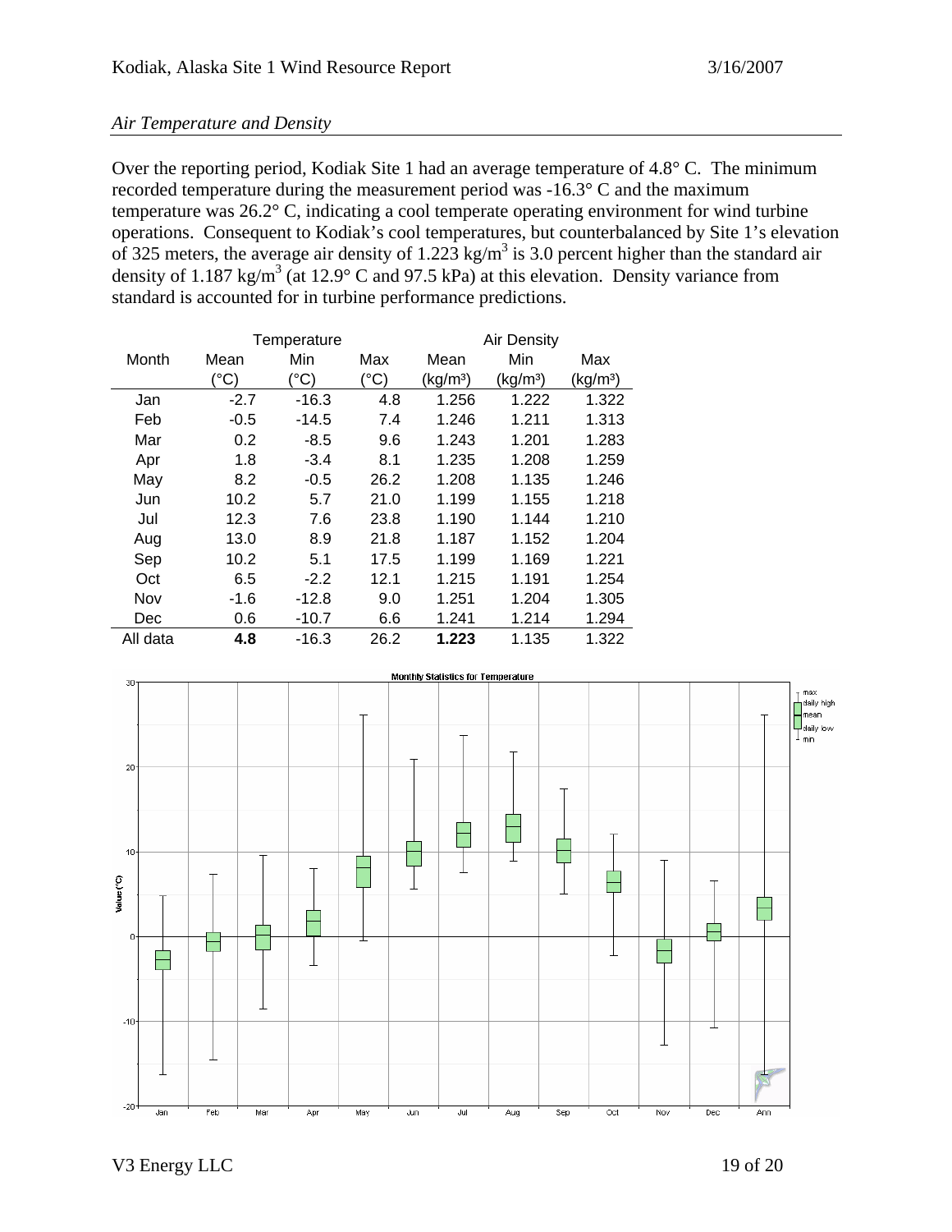*Air Temperature and Density*

Over the reporting period, Kodiak Site 1 had an average temperature of 4.8° C. The minimum recorded temperature during the measurement period was -16.3° C and the maximum temperature was 26.2° C, indicating a cool temperate operating environment for wind turbine operations. Consequent to Kodiak's cool temperatures, but counterbalanced by Site 1's elevation of 325 meters, the average air density of 1.223 kg/m$^3$ is 3.0 percent higher than the standard air density of 1.187 kg/m$^3$ (at 12.9° C and 97.5 kPa) at this elevation. Density variance from standard is accounted for in turbine performance predictions.

| | Temperature | | | Air Density | | |
|---|---|---|---|---|---|---|
| Month | Mean (°C) | Min (°C) | Max (°C) | Mean (kg/m³) | Min (kg/m³) | Max (kg/m³) |
| Jan | -2.7 | -16.3 | 4.8 | 1.256 | 1.222 | 1.322 |
| Feb | -0.5 | -14.5 | 7.4 | 1.246 | 1.211 | 1.313 |
| Mar | 0.2 | -8.5 | 9.6 | 1.243 | 1.201 | 1.283 |
| Apr | 1.8 | -3.4 | 8.1 | 1.235 | 1.208 | 1.259 |
| May | 8.2 | -0.5 | 26.2 | 1.208 | 1.135 | 1.246 |
| Jun | 10.2 | 5.7 | 21.0 | 1.199 | 1.155 | 1.218 |
| Jul | 12.3 | 7.6 | 23.8 | 1.190 | 1.144 | 1.210 |
| Aug | 13.0 | 8.9 | 21.8 | 1.187 | 1.152 | 1.204 |
| Sep | 10.2 | 5.1 | 17.5 | 1.199 | 1.169 | 1.221 |
| Oct | 6.5 | -2.2 | 12.1 | 1.215 | 1.191 | 1.254 |
| Nov | -1.6 | -12.8 | 9.0 | 1.251 | 1.204 | 1.305 |
| Dec | 0.6 | -10.7 | 6.6 | 1.241 | 1.214 | 1.294 |
| All data | **4.8** | -16.3 | 26.2 | **1.223** | 1.135 | 1.322 |

Monthly Statistics for Temperature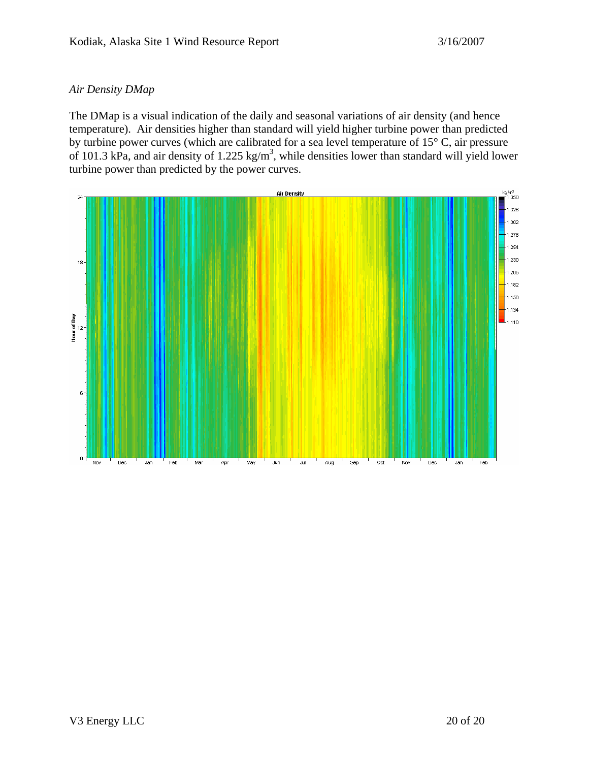*Air Density DMap*

The DMap is a visual indication of the daily and seasonal variations of air density (and hence temperature). Air densities higher than standard will yield higher turbine power than predicted by turbine power curves (which are calibrated for a sea level temperature of 15° C, air pressure of 101.3 kPa, and air density of 1.225 kg/m$^3$, while densities lower than standard will yield lower turbine power than predicted by the power curves.

Air Density

Hour of Day

24
18
12
6
0

Nov Dec Jan Feb Mar Apr May Jun Jul Aug Sep Oct Nov Dec Jan Feb

kg/m³
1.350
1.326
1.302
1.278
1.254
1.230
1.206
1.182
1.158
1.134
1.110